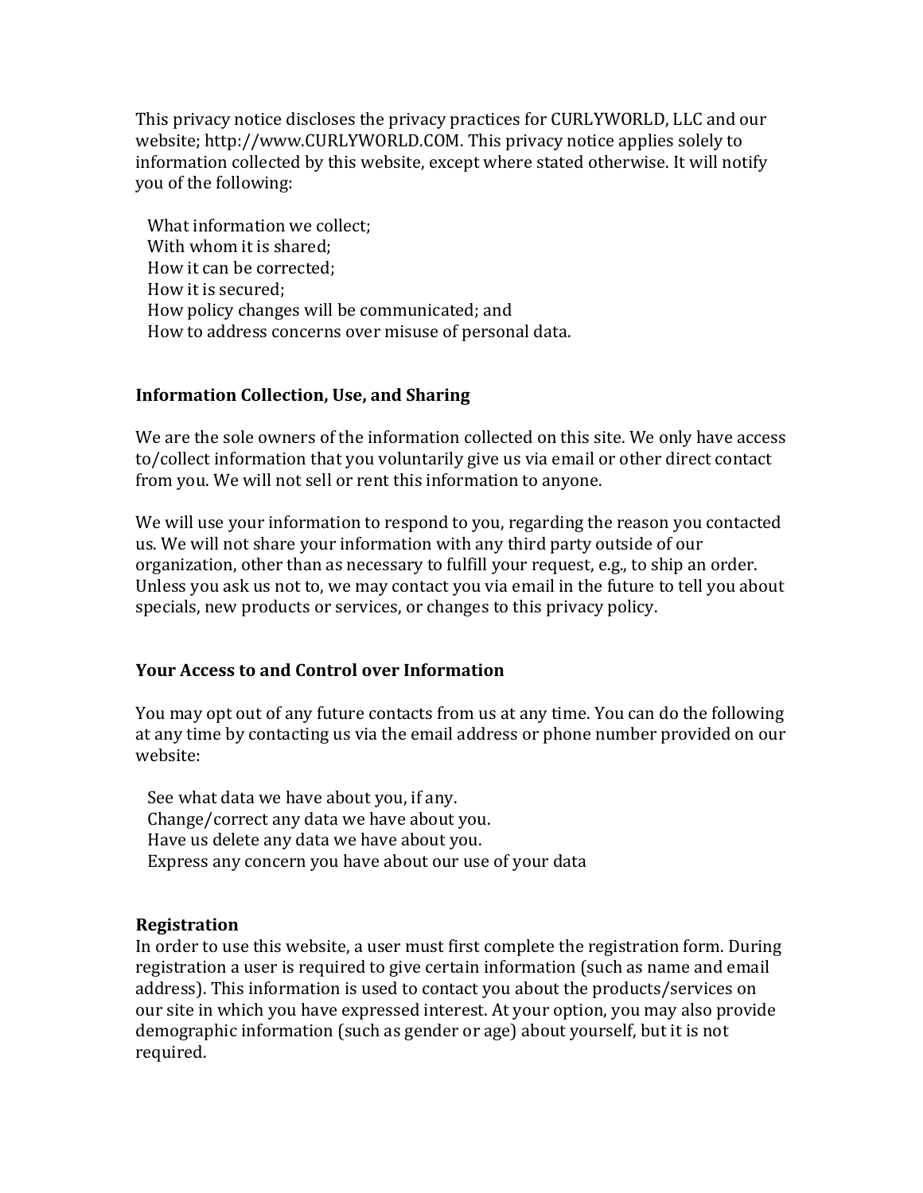This privacy notice discloses the privacy practices for CURLYWORLD, LLC and our website; http://www.CURLYWORLD.COM. This privacy notice applies solely to information collected by this website, except where stated otherwise. It will notify you of the following:

- What information we collect;
- With whom it is shared;
- How it can be corrected;
- How it is secured;
- How policy changes will be communicated; and
- How to address concerns over misuse of personal data.

## Information Collection, Use, and Sharing

We are the sole owners of the information collected on this site. We only have access to/collect information that you voluntarily give us via email or other direct contact from you. We will not sell or rent this information to anyone.

We will use your information to respond to you, regarding the reason you contacted us. We will not share your information with any third party outside of our organization, other than as necessary to fulfill your request, e.g., to ship an order. Unless you ask us not to, we may contact you via email in the future to tell you about specials, new products or services, or changes to this privacy policy.

## Your Access to and Control over Information

You may opt out of any future contacts from us at any time. You can do the following at any time by contacting us via the email address or phone number provided on our website:

- See what data we have about you, if any.
- Change/correct any data we have about you.
- Have us delete any data we have about you.
- Express any concern you have about our use of your data

## Registration

In order to use this website, a user must first complete the registration form. During registration a user is required to give certain information (such as name and email address). This information is used to contact you about the products/services on our site in which you have expressed interest. At your option, you may also provide demographic information (such as gender or age) about yourself, but it is not required.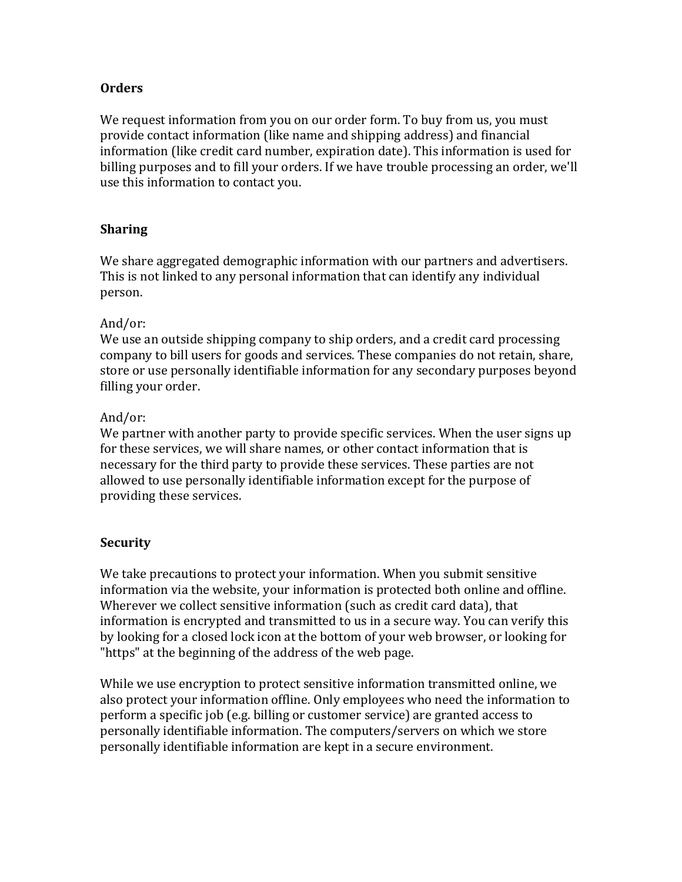**Orders**

We request information from you on our order form. To buy from us, you must provide contact information (like name and shipping address) and financial information (like credit card number, expiration date). This information is used for billing purposes and to fill your orders. If we have trouble processing an order, we'll use this information to contact you.

**Sharing**

We share aggregated demographic information with our partners and advertisers. This is not linked to any personal information that can identify any individual person.

And/or:
We use an outside shipping company to ship orders, and a credit card processing company to bill users for goods and services. These companies do not retain, share, store or use personally identifiable information for any secondary purposes beyond filling your order.

And/or:
We partner with another party to provide specific services. When the user signs up for these services, we will share names, or other contact information that is necessary for the third party to provide these services. These parties are not allowed to use personally identifiable information except for the purpose of providing these services.

**Security**

We take precautions to protect your information. When you submit sensitive information via the website, your information is protected both online and offline. Wherever we collect sensitive information (such as credit card data), that information is encrypted and transmitted to us in a secure way. You can verify this by looking for a closed lock icon at the bottom of your web browser, or looking for "https" at the beginning of the address of the web page.

While we use encryption to protect sensitive information transmitted online, we also protect your information offline. Only employees who need the information to perform a specific job (e.g. billing or customer service) are granted access to personally identifiable information. The computers/servers on which we store personally identifiable information are kept in a secure environment.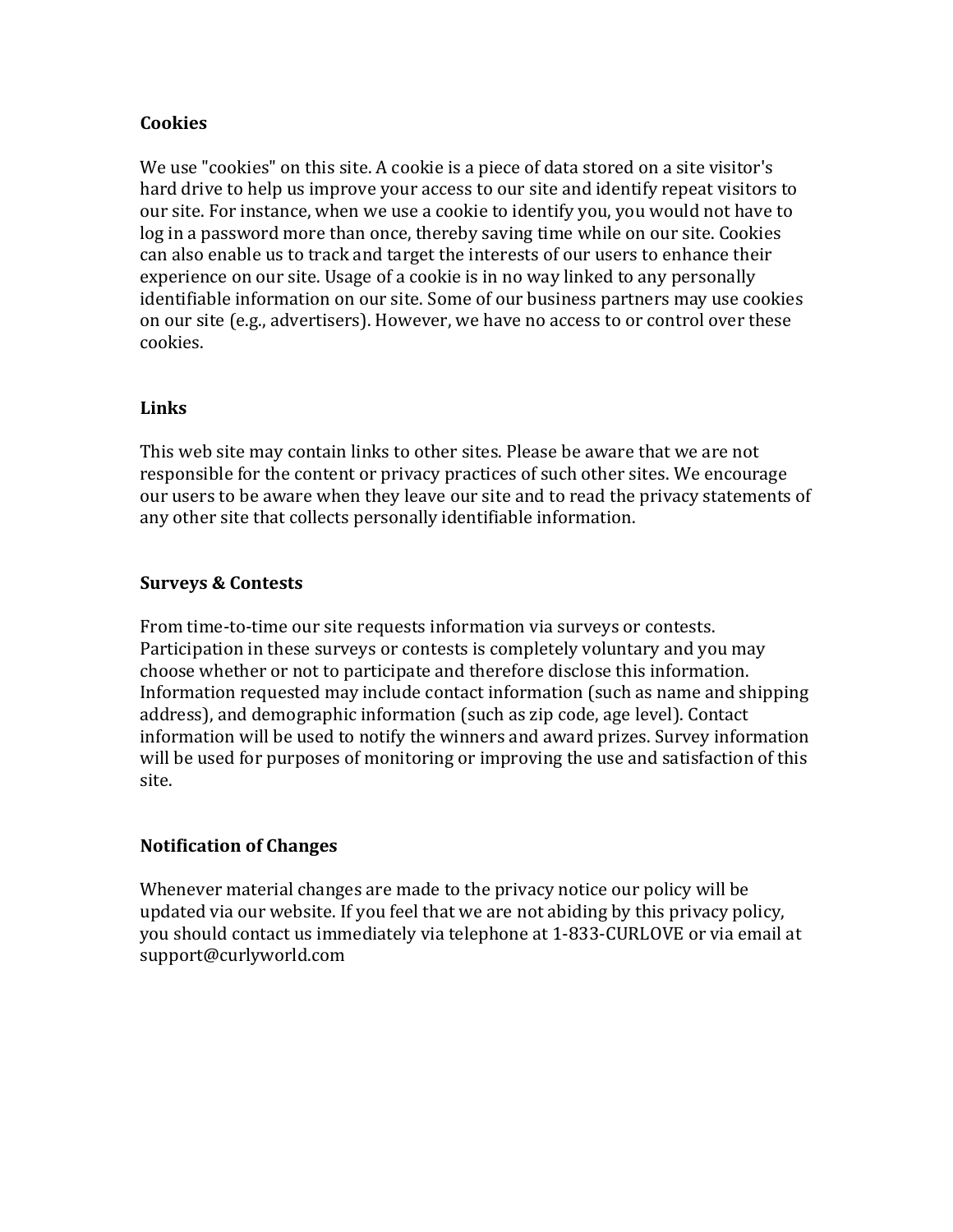**Cookies**

We use "cookies" on this site. A cookie is a piece of data stored on a site visitor's hard drive to help us improve your access to our site and identify repeat visitors to our site. For instance, when we use a cookie to identify you, you would not have to log in a password more than once, thereby saving time while on our site. Cookies can also enable us to track and target the interests of our users to enhance their experience on our site. Usage of a cookie is in no way linked to any personally identifiable information on our site. Some of our business partners may use cookies on our site (e.g., advertisers). However, we have no access to or control over these cookies.

**Links**

This web site may contain links to other sites. Please be aware that we are not responsible for the content or privacy practices of such other sites. We encourage our users to be aware when they leave our site and to read the privacy statements of any other site that collects personally identifiable information.

**Surveys & Contests**

From time-to-time our site requests information via surveys or contests. Participation in these surveys or contests is completely voluntary and you may choose whether or not to participate and therefore disclose this information. Information requested may include contact information (such as name and shipping address), and demographic information (such as zip code, age level). Contact information will be used to notify the winners and award prizes. Survey information will be used for purposes of monitoring or improving the use and satisfaction of this site.

**Notification of Changes**

Whenever material changes are made to the privacy notice our policy will be updated via our website. If you feel that we are not abiding by this privacy policy, you should contact us immediately via telephone at 1-833-CURLOVE or via email at support@curlyworld.com